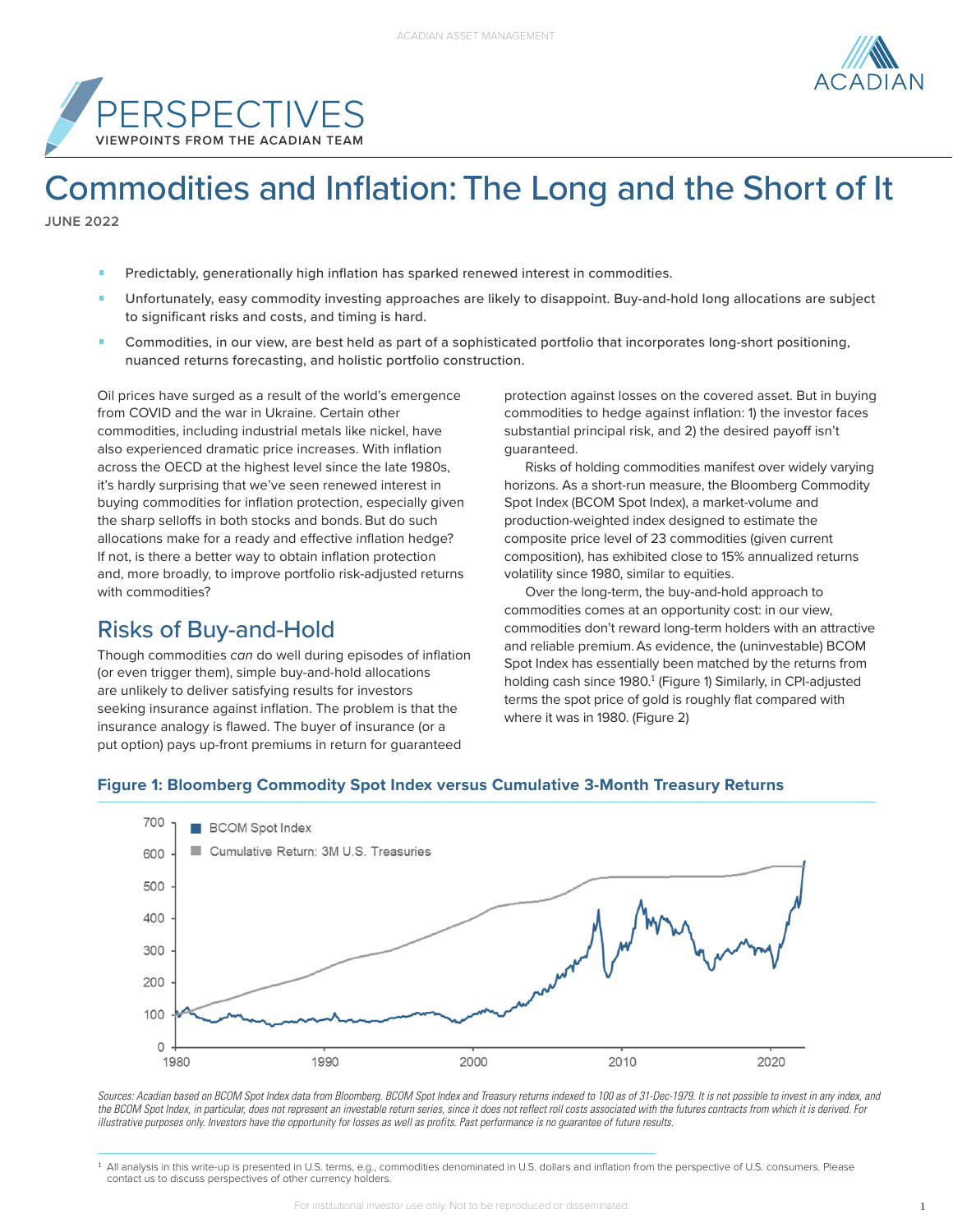PERSPECTIVES
VIEWPOINTS FROM THE ACADIAN TEAM

# Commodities and Inflation: The Long and the Short of It

**JUNE 2022**

- Predictably, generationally high inflation has sparked renewed interest in commodities.
- Unfortunately, easy commodity investing approaches are likely to disappoint. Buy-and-hold long allocations are subject to significant risks and costs, and timing is hard.
- Commodities, in our view, are best held as part of a sophisticated portfolio that incorporates long-short positioning, nuanced returns forecasting, and holistic portfolio construction.

Oil prices have surged as a result of the world's emergence from COVID and the war in Ukraine. Certain other commodities, including industrial metals like nickel, have also experienced dramatic price increases. With inflation across the OECD at the highest level since the late 1980s, it's hardly surprising that we've seen renewed interest in buying commodities for inflation protection, especially given the sharp selloffs in both stocks and bonds. But do such allocations make for a ready and effective inflation hedge? If not, is there a better way to obtain inflation protection and, more broadly, to improve portfolio risk-adjusted returns with commodities?

## Risks of Buy-and-Hold

Though commodities *can* do well during episodes of inflation (or even trigger them), simple buy-and-hold allocations are unlikely to deliver satisfying results for investors seeking insurance against inflation. The problem is that the insurance analogy is flawed. The buyer of insurance (or a put option) pays up-front premiums in return for guaranteed protection against losses on the covered asset. But in buying commodities to hedge against inflation: 1) the investor faces substantial principal risk, and 2) the desired payoff isn't guaranteed.

Risks of holding commodities manifest over widely varying horizons. As a short-run measure, the Bloomberg Commodity Spot Index (BCOM Spot Index), a market-volume and production-weighted index designed to estimate the composite price level of 23 commodities (given current composition), has exhibited close to 15% annualized returns volatility since 1980, similar to equities.

Over the long-term, the buy-and-hold approach to commodities comes at an opportunity cost: in our view, commodities don't reward long-term holders with an attractive and reliable premium. As evidence, the (uninvestable) BCOM Spot Index has essentially been matched by the returns from holding cash since 1980.[1] (Figure 1) Similarly, in CPI-adjusted terms the spot price of gold is roughly flat compared with where it was in 1980. (Figure 2)

**Figure 1: Bloomberg Commodity Spot Index versus Cumulative 3-Month Treasury Returns**

*Sources: Acadian based on BCOM Spot Index data from Bloomberg. BCOM Spot Index and Treasury returns indexed to 100 as of 31-Dec-1979. It is not possible to invest in any index, and the BCOM Spot Index, in particular, does not represent an investable return series, since it does not reflect roll costs associated with the futures contracts from which it is derived. For illustrative purposes only. Investors have the opportunity for losses as well as profits. Past performance is no guarantee of future results.*

[1] All analysis in this write-up is presented in U.S. terms, e.g., commodities denominated in U.S. dollars and inflation from the perspective of U.S. consumers. Please contact us to discuss perspectives of other currency holders.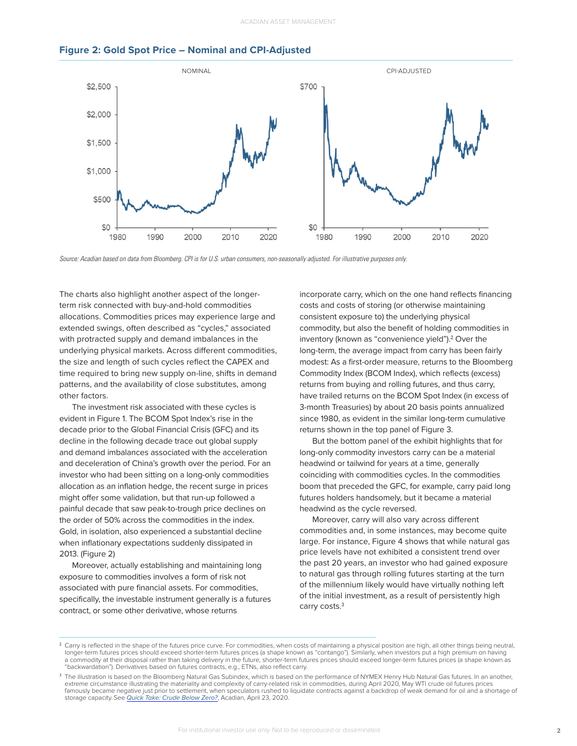**Figure 2: Gold Spot Price – Nominal and CPI-Adjusted**

*Source: Acadian based on data from Bloomberg. CPI is for U.S. urban consumers, non-seasonally adjusted. For illustrative purposes only.*

The charts also highlight another aspect of the longer-term risk connected with buy-and-hold commodities allocations. Commodities prices may experience large and extended swings, often described as "cycles," associated with protracted supply and demand imbalances in the underlying physical markets. Across different commodities, the size and length of such cycles reflect the CAPEX and time required to bring new supply on-line, shifts in demand patterns, and the availability of close substitutes, among other factors.

The investment risk associated with these cycles is evident in Figure 1. The BCOM Spot Index's rise in the decade prior to the Global Financial Crisis (GFC) and its decline in the following decade trace out global supply and demand imbalances associated with the acceleration and deceleration of China's growth over the period. For an investor who had been sitting on a long-only commodities allocation as an inflation hedge, the recent surge in prices might offer some validation, but that run-up followed a painful decade that saw peak-to-trough price declines on the order of 50% across the commodities in the index. Gold, in isolation, also experienced a substantial decline when inflationary expectations suddenly dissipated in 2013. (Figure 2)

Moreover, actually establishing and maintaining long exposure to commodities involves a form of risk not associated with pure financial assets. For commodities, specifically, the investable instrument generally is a futures contract, or some other derivative, whose returns incorporate carry, which on the one hand reflects financing costs and costs of storing (or otherwise maintaining consistent exposure to) the underlying physical commodity, but also the benefit of holding commodities in inventory (known as "convenience yield").[2] Over the long-term, the average impact from carry has been fairly modest: As a first-order measure, returns to the Bloomberg Commodity Index (BCOM Index), which reflects (excess) returns from buying and rolling futures, and thus carry, have trailed returns on the BCOM Spot Index (in excess of 3-month Treasuries) by about 20 basis points annualized since 1980, as evident in the similar long-term cumulative returns shown in the top panel of Figure 3.

But the bottom panel of the exhibit highlights that for long-only commodity investors carry can be a material headwind or tailwind for years at a time, generally coinciding with commodities cycles. In the commodities boom that preceded the GFC, for example, carry paid long futures holders handsomely, but it became a material headwind as the cycle reversed.

Moreover, carry will also vary across different commodities and, in some instances, may become quite large. For instance, Figure 4 shows that while natural gas price levels have not exhibited a consistent trend over the past 20 years, an investor who had gained exposure to natural gas through rolling futures starting at the turn of the millennium likely would have virtually nothing left of the initial investment, as a result of persistently high carry costs.[3]

---

[2] Carry is reflected in the shape of the futures price curve. For commodities, when costs of maintaining a physical position are high, all other things being neutral, longer-term futures prices should exceed shorter-term futures prices (a shape known as "contango"). Similarly, when investors put a high premium on having a commodity at their disposal rather than taking delivery in the future, shorter-term futures prices should exceed longer-term futures prices (a shape known as "backwardation"). Derivatives based on futures contracts, e.g., ETNs, also reflect carry.

[3] The illustration is based on the Bloomberg Natural Gas Subindex, which is based on the performance of NYMEX Henry Hub Natural Gas futures. In an another, extreme circumstance illustrating the materiality and complexity of carry-related risk in commodities, during April 2020, May WTI crude oil futures prices famously became negative just prior to settlement, when speculators rushed to liquidate contracts against a backdrop of weak demand for oil and a shortage of storage capacity. See *Quick Take: Crude Below Zero?*, Acadian, April 23, 2020.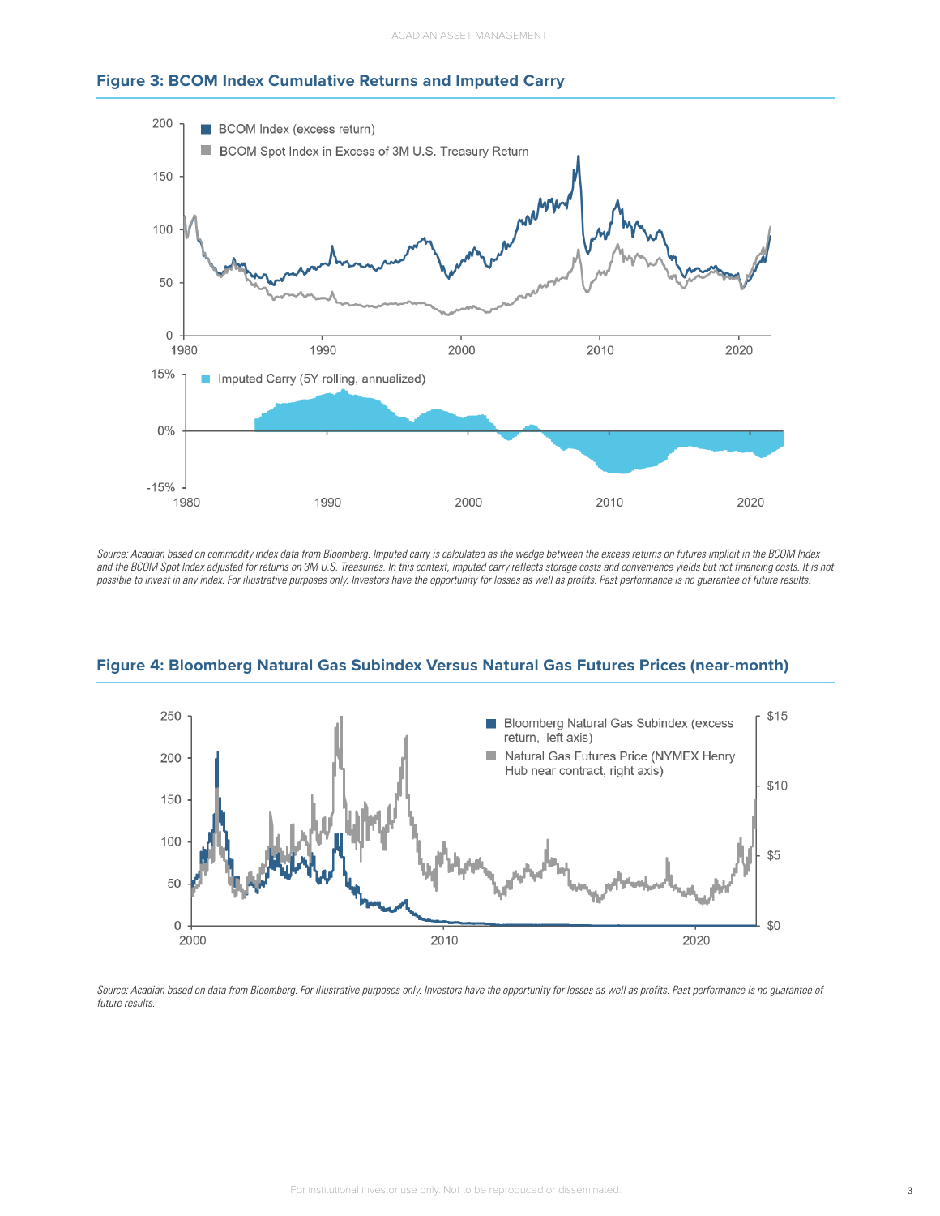### Figure 3: BCOM Index Cumulative Returns and Imputed Carry

*Source: Acadian based on commodity index data from Bloomberg. Imputed carry is calculated as the wedge between the excess returns on futures implicit in the BCOM Index and the BCOM Spot Index adjusted for returns on 3M U.S. Treasuries. In this context, imputed carry reflects storage costs and convenience yields but not financing costs. It is not possible to invest in any index. For illustrative purposes only. Investors have the opportunity for losses as well as profits. Past performance is no guarantee of future results.*

### Figure 4: Bloomberg Natural Gas Subindex Versus Natural Gas Futures Prices (near-month)

*Source: Acadian based on data from Bloomberg. For illustrative purposes only. Investors have the opportunity for losses as well as profits. Past performance is no guarantee of future results.*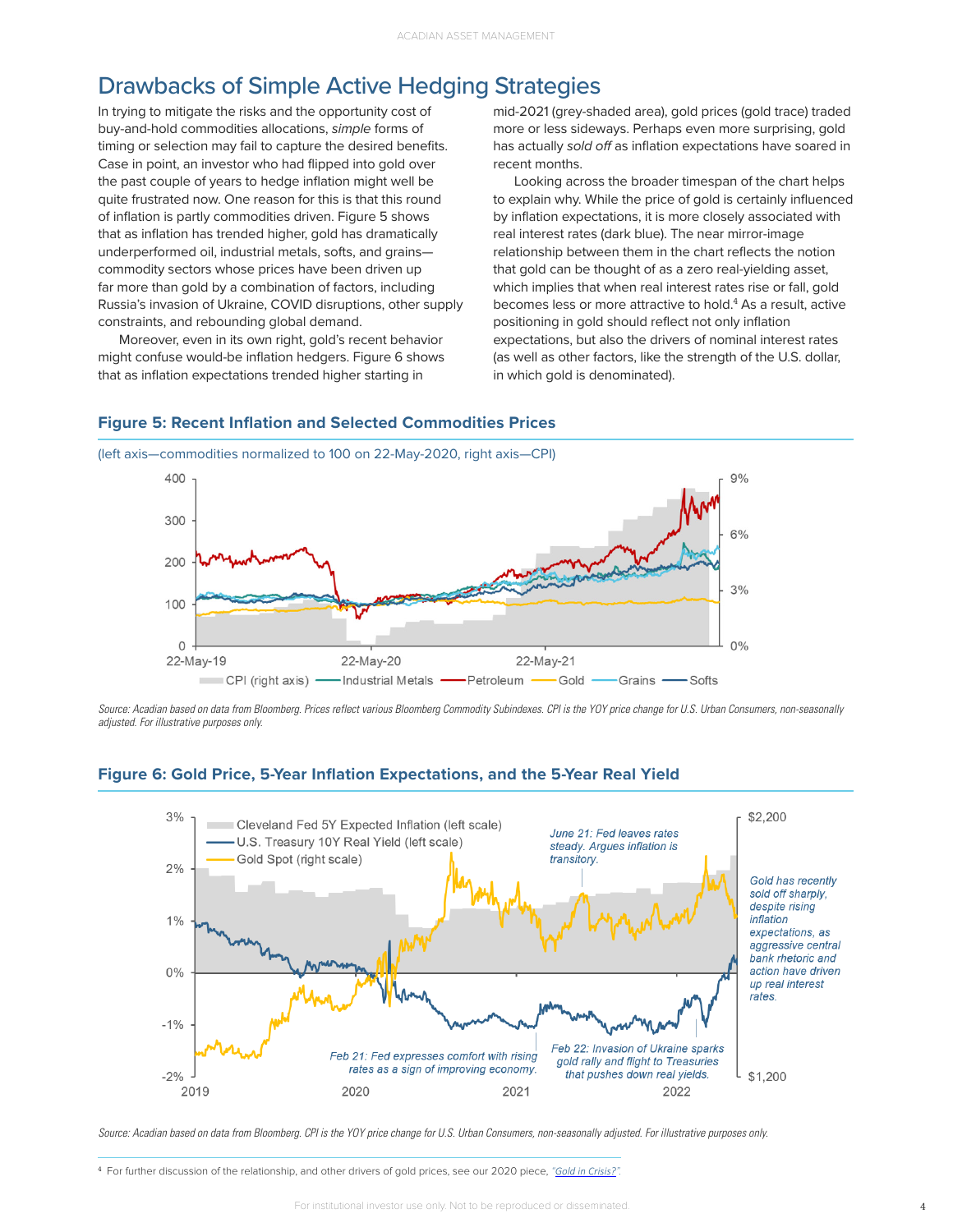# Drawbacks of Simple Active Hedging Strategies

In trying to mitigate the risks and the opportunity cost of buy-and-hold commodities allocations, *simple* forms of timing or selection may fail to capture the desired benefits. Case in point, an investor who had flipped into gold over the past couple of years to hedge inflation might well be quite frustrated now. One reason for this is that this round of inflation is partly commodities driven. Figure 5 shows that as inflation has trended higher, gold has dramatically underperformed oil, industrial metals, softs, and grains—commodity sectors whose prices have been driven up far more than gold by a combination of factors, including Russia's invasion of Ukraine, COVID disruptions, other supply constraints, and rebounding global demand.

Moreover, even in its own right, gold's recent behavior might confuse would-be inflation hedgers. Figure 6 shows that as inflation expectations trended higher starting in mid-2021 (grey-shaded area), gold prices (gold trace) traded more or less sideways. Perhaps even more surprising, gold has actually *sold off* as inflation expectations have soared in recent months.

Looking across the broader timespan of the chart helps to explain why. While the price of gold is certainly influenced by inflation expectations, it is more closely associated with real interest rates (dark blue). The near mirror-image relationship between them in the chart reflects the notion that gold can be thought of as a zero real-yielding asset, which implies that when real interest rates rise or fall, gold becomes less or more attractive to hold.[4] As a result, active positioning in gold should reflect not only inflation expectations, but also the drivers of nominal interest rates (as well as other factors, like the strength of the U.S. dollar, in which gold is denominated).

### Figure 5: Recent Inflation and Selected Commodities Prices

(left axis—commodities normalized to 100 on 22-May-2020, right axis—CPI)

*Source: Acadian based on data from Bloomberg. Prices reflect various Bloomberg Commodity Subindexes. CPI is the YOY price change for U.S. Urban Consumers, non-seasonally adjusted. For illustrative purposes only.*

### Figure 6: Gold Price, 5-Year Inflation Expectations, and the 5-Year Real Yield

*Source: Acadian based on data from Bloomberg. CPI is the YOY price change for U.S. Urban Consumers, non-seasonally adjusted. For illustrative purposes only.*

---

[4] For further discussion of the relationship, and other drivers of gold prices, see our 2020 piece, *"Gold in Crisis?"*.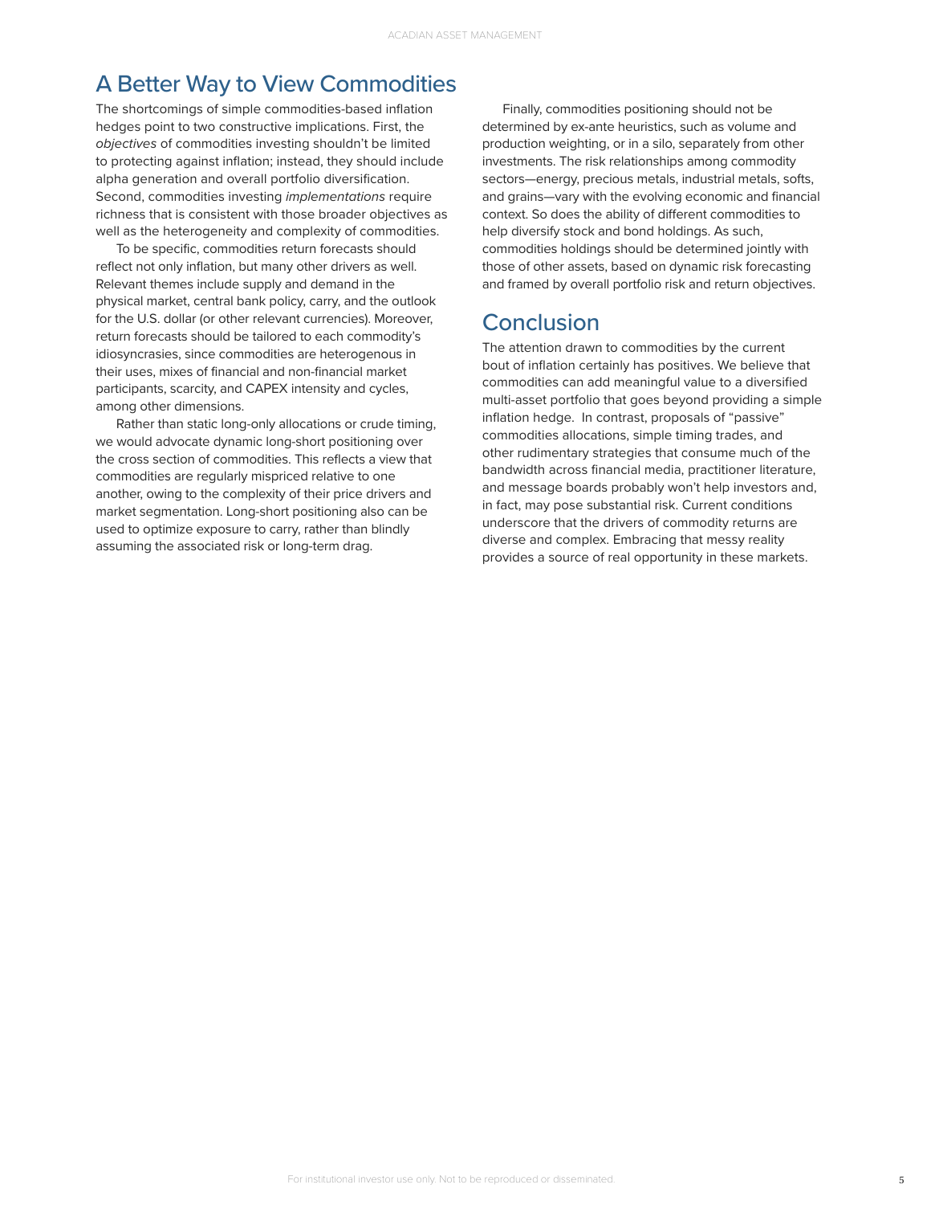## A Better Way to View Commodities

The shortcomings of simple commodities-based inflation hedges point to two constructive implications. First, the *objectives* of commodities investing shouldn't be limited to protecting against inflation; instead, they should include alpha generation and overall portfolio diversification. Second, commodities investing *implementations* require richness that is consistent with those broader objectives as well as the heterogeneity and complexity of commodities.

To be specific, commodities return forecasts should reflect not only inflation, but many other drivers as well. Relevant themes include supply and demand in the physical market, central bank policy, carry, and the outlook for the U.S. dollar (or other relevant currencies). Moreover, return forecasts should be tailored to each commodity's idiosyncrasies, since commodities are heterogenous in their uses, mixes of financial and non-financial market participants, scarcity, and CAPEX intensity and cycles, among other dimensions.

Rather than static long-only allocations or crude timing, we would advocate dynamic long-short positioning over the cross section of commodities. This reflects a view that commodities are regularly mispriced relative to one another, owing to the complexity of their price drivers and market segmentation. Long-short positioning also can be used to optimize exposure to carry, rather than blindly assuming the associated risk or long-term drag.

Finally, commodities positioning should not be determined by ex-ante heuristics, such as volume and production weighting, or in a silo, separately from other investments. The risk relationships among commodity sectors—energy, precious metals, industrial metals, softs, and grains—vary with the evolving economic and financial context. So does the ability of different commodities to help diversify stock and bond holdings. As such, commodities holdings should be determined jointly with those of other assets, based on dynamic risk forecasting and framed by overall portfolio risk and return objectives.

## Conclusion

The attention drawn to commodities by the current bout of inflation certainly has positives. We believe that commodities can add meaningful value to a diversified multi-asset portfolio that goes beyond providing a simple inflation hedge. In contrast, proposals of "passive" commodities allocations, simple timing trades, and other rudimentary strategies that consume much of the bandwidth across financial media, practitioner literature, and message boards probably won't help investors and, in fact, may pose substantial risk. Current conditions underscore that the drivers of commodity returns are diverse and complex. Embracing that messy reality provides a source of real opportunity in these markets.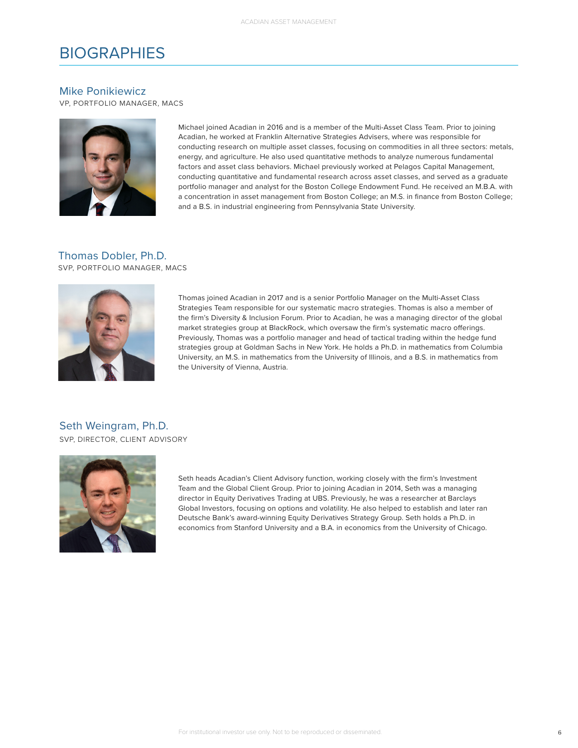# BIOGRAPHIES

## Mike Ponikiewicz

VP, PORTFOLIO MANAGER, MACS

Michael joined Acadian in 2016 and is a member of the Multi-Asset Class Team. Prior to joining Acadian, he worked at Franklin Alternative Strategies Advisers, where was responsible for conducting research on multiple asset classes, focusing on commodities in all three sectors: metals, energy, and agriculture. He also used quantitative methods to analyze numerous fundamental factors and asset class behaviors. Michael previously worked at Pelagos Capital Management, conducting quantitative and fundamental research across asset classes, and served as a graduate portfolio manager and analyst for the Boston College Endowment Fund. He received an M.B.A. with a concentration in asset management from Boston College; an M.S. in finance from Boston College; and a B.S. in industrial engineering from Pennsylvania State University.

## Thomas Dobler, Ph.D.

SVP, PORTFOLIO MANAGER, MACS

Thomas joined Acadian in 2017 and is a senior Portfolio Manager on the Multi-Asset Class Strategies Team responsible for our systematic macro strategies. Thomas is also a member of the firm's Diversity & Inclusion Forum. Prior to Acadian, he was a managing director of the global market strategies group at BlackRock, which oversaw the firm's systematic macro offerings. Previously, Thomas was a portfolio manager and head of tactical trading within the hedge fund strategies group at Goldman Sachs in New York. He holds a Ph.D. in mathematics from Columbia University, an M.S. in mathematics from the University of Illinois, and a B.S. in mathematics from the University of Vienna, Austria.

## Seth Weingram, Ph.D.

SVP, DIRECTOR, CLIENT ADVISORY

Seth heads Acadian's Client Advisory function, working closely with the firm's Investment Team and the Global Client Group. Prior to joining Acadian in 2014, Seth was a managing director in Equity Derivatives Trading at UBS. Previously, he was a researcher at Barclays Global Investors, focusing on options and volatility. He also helped to establish and later ran Deutsche Bank's award-winning Equity Derivatives Strategy Group. Seth holds a Ph.D. in economics from Stanford University and a B.A. in economics from the University of Chicago.

For institutional investor use only. Not to be reproduced or disseminated.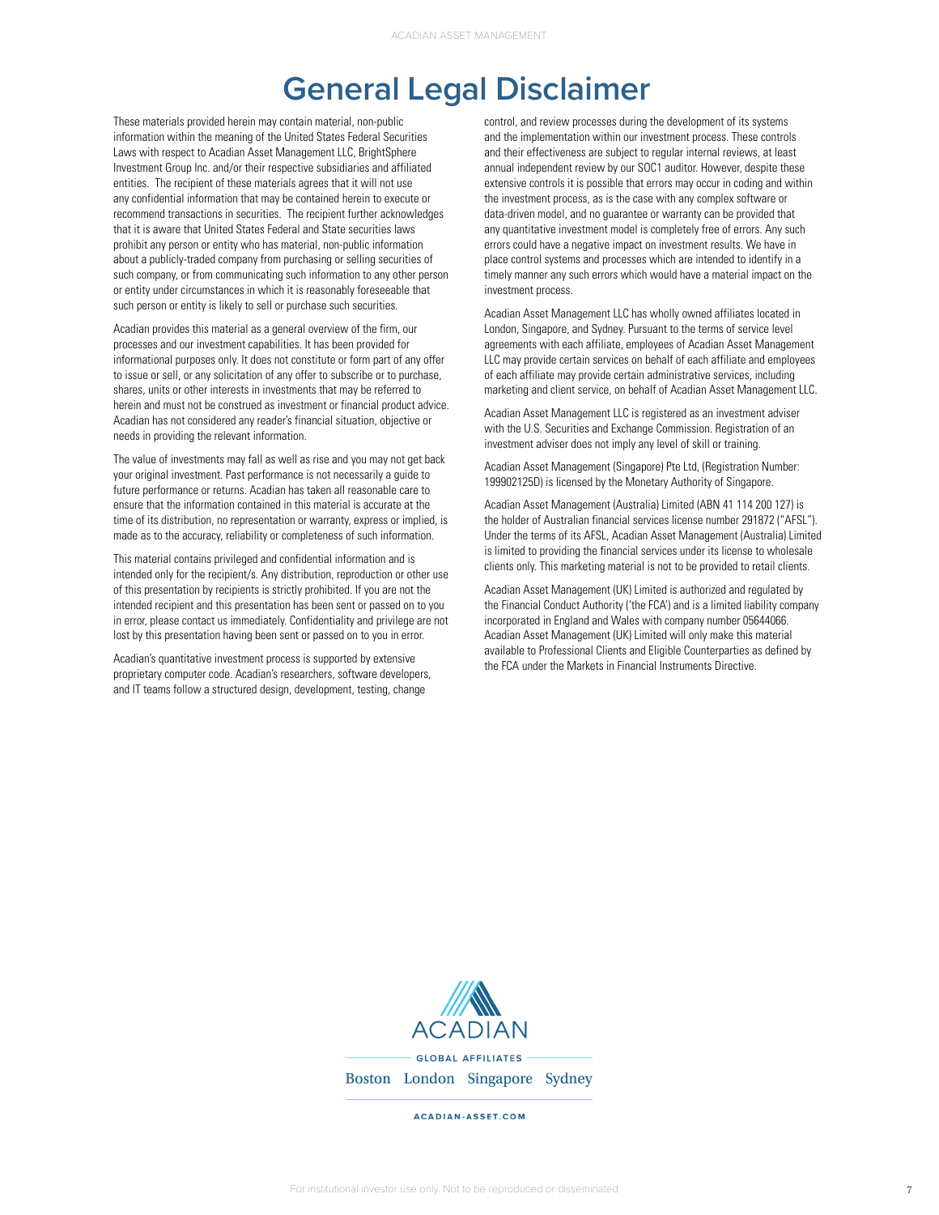# General Legal Disclaimer

These materials provided herein may contain material, non-public information within the meaning of the United States Federal Securities Laws with respect to Acadian Asset Management LLC, BrightSphere Investment Group Inc. and/or their respective subsidiaries and affiliated entities. The recipient of these materials agrees that it will not use any confidential information that may be contained herein to execute or recommend transactions in securities. The recipient further acknowledges that it is aware that United States Federal and State securities laws prohibit any person or entity who has material, non-public information about a publicly-traded company from purchasing or selling securities of such company, or from communicating such information to any other person or entity under circumstances in which it is reasonably foreseeable that such person or entity is likely to sell or purchase such securities.

Acadian provides this material as a general overview of the firm, our processes and our investment capabilities. It has been provided for informational purposes only. It does not constitute or form part of any offer to issue or sell, or any solicitation of any offer to subscribe or to purchase, shares, units or other interests in investments that may be referred to herein and must not be construed as investment or financial product advice. Acadian has not considered any reader's financial situation, objective or needs in providing the relevant information.

The value of investments may fall as well as rise and you may not get back your original investment. Past performance is not necessarily a guide to future performance or returns. Acadian has taken all reasonable care to ensure that the information contained in this material is accurate at the time of its distribution, no representation or warranty, express or implied, is made as to the accuracy, reliability or completeness of such information.

This material contains privileged and confidential information and is intended only for the recipient/s. Any distribution, reproduction or other use of this presentation by recipients is strictly prohibited. If you are not the intended recipient and this presentation has been sent or passed on to you in error, please contact us immediately. Confidentiality and privilege are not lost by this presentation having been sent or passed on to you in error.

Acadian's quantitative investment process is supported by extensive proprietary computer code. Acadian's researchers, software developers, and IT teams follow a structured design, development, testing, change control, and review processes during the development of its systems and the implementation within our investment process. These controls and their effectiveness are subject to regular internal reviews, at least annual independent review by our SOC1 auditor. However, despite these extensive controls it is possible that errors may occur in coding and within the investment process, as is the case with any complex software or data-driven model, and no guarantee or warranty can be provided that any quantitative investment model is completely free of errors. Any such errors could have a negative impact on investment results. We have in place control systems and processes which are intended to identify in a timely manner any such errors which would have a material impact on the investment process.

Acadian Asset Management LLC has wholly owned affiliates located in London, Singapore, and Sydney. Pursuant to the terms of service level agreements with each affiliate, employees of Acadian Asset Management LLC may provide certain services on behalf of each affiliate and employees of each affiliate may provide certain administrative services, including marketing and client service, on behalf of Acadian Asset Management LLC.

Acadian Asset Management LLC is registered as an investment adviser with the U.S. Securities and Exchange Commission. Registration of an investment adviser does not imply any level of skill or training.

Acadian Asset Management (Singapore) Pte Ltd, (Registration Number: 199902125D) is licensed by the Monetary Authority of Singapore.

Acadian Asset Management (Australia) Limited (ABN 41 114 200 127) is the holder of Australian financial services license number 291872 ("AFSL"). Under the terms of its AFSL, Acadian Asset Management (Australia) Limited is limited to providing the financial services under its license to wholesale clients only. This marketing material is not to be provided to retail clients.

Acadian Asset Management (UK) Limited is authorized and regulated by the Financial Conduct Authority ('the FCA') and is a limited liability company incorporated in England and Wales with company number 05644066. Acadian Asset Management (UK) Limited will only make this material available to Professional Clients and Eligible Counterparties as defined by the FCA under the Markets in Financial Instruments Directive.

ACADIAN

GLOBAL AFFILIATES

Boston London Singapore Sydney

ACADIAN-ASSET.COM

For institutional investor use only. Not to be reproduced or disseminated.